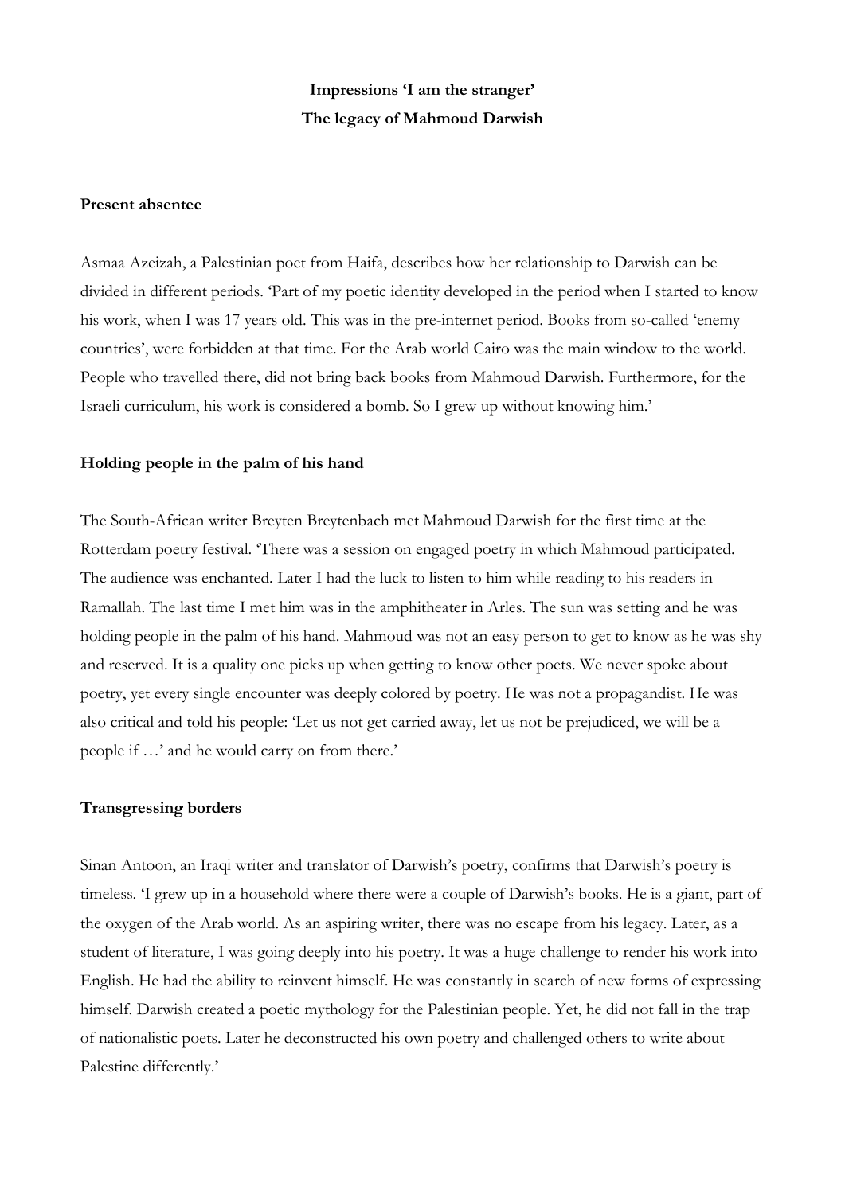**Impressions 'I am the stranger'**
**The legacy of Mahmoud Darwish**

**Present absentee**

Asmaa Azeizah, a Palestinian poet from Haifa, describes how her relationship to Darwish can be divided in different periods. 'Part of my poetic identity developed in the period when I started to know his work, when I was 17 years old. This was in the pre-internet period. Books from so-called 'enemy countries', were forbidden at that time. For the Arab world Cairo was the main window to the world. People who travelled there, did not bring back books from Mahmoud Darwish. Furthermore, for the Israeli curriculum, his work is considered a bomb. So I grew up without knowing him.'

**Holding people in the palm of his hand**

The South-African writer Breyten Breytenbach met Mahmoud Darwish for the first time at the Rotterdam poetry festival. 'There was a session on engaged poetry in which Mahmoud participated. The audience was enchanted. Later I had the luck to listen to him while reading to his readers in Ramallah. The last time I met him was in the amphitheater in Arles. The sun was setting and he was holding people in the palm of his hand. Mahmoud was not an easy person to get to know as he was shy and reserved. It is a quality one picks up when getting to know other poets. We never spoke about poetry, yet every single encounter was deeply colored by poetry. He was not a propagandist. He was also critical and told his people: 'Let us not get carried away, let us not be prejudiced, we will be a people if …' and he would carry on from there.'

**Transgressing borders**

Sinan Antoon, an Iraqi writer and translator of Darwish's poetry, confirms that Darwish's poetry is timeless. 'I grew up in a household where there were a couple of Darwish's books. He is a giant, part of the oxygen of the Arab world. As an aspiring writer, there was no escape from his legacy. Later, as a student of literature, I was going deeply into his poetry. It was a huge challenge to render his work into English. He had the ability to reinvent himself. He was constantly in search of new forms of expressing himself. Darwish created a poetic mythology for the Palestinian people. Yet, he did not fall in the trap of nationalistic poets. Later he deconstructed his own poetry and challenged others to write about Palestine differently.'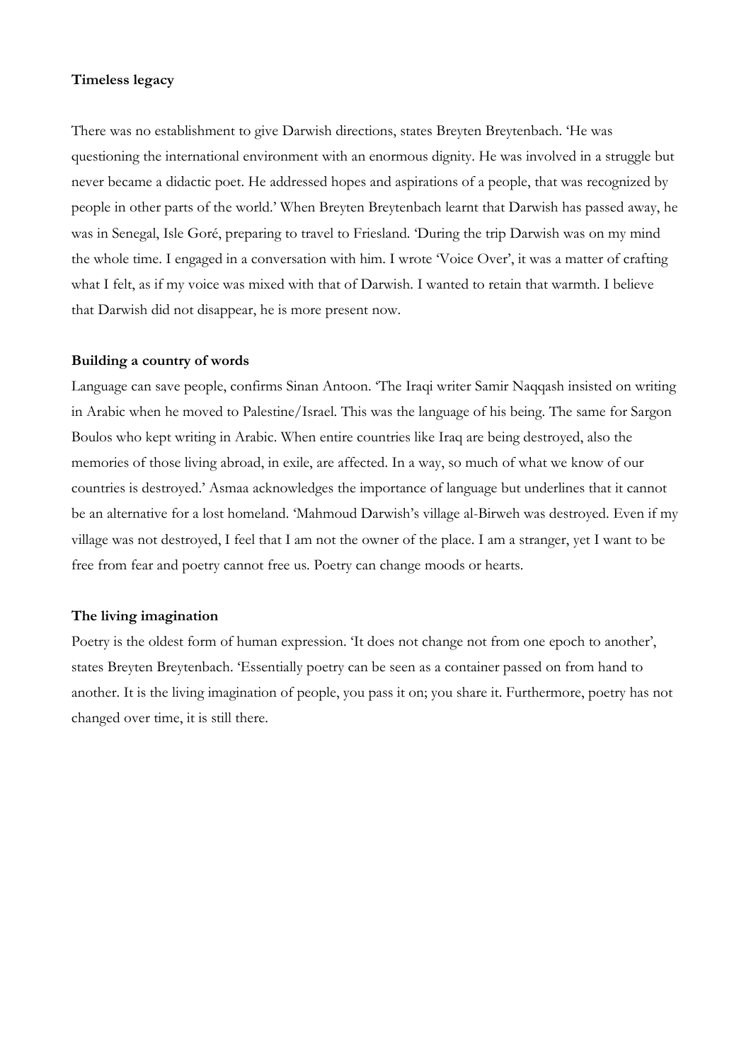**Timeless legacy**

There was no establishment to give Darwish directions, states Breyten Breytenbach. 'He was questioning the international environment with an enormous dignity. He was involved in a struggle but never became a didactic poet. He addressed hopes and aspirations of a people, that was recognized by people in other parts of the world.' When Breyten Breytenbach learnt that Darwish has passed away, he was in Senegal, Isle Goré, preparing to travel to Friesland. 'During the trip Darwish was on my mind the whole time. I engaged in a conversation with him. I wrote 'Voice Over', it was a matter of crafting what I felt, as if my voice was mixed with that of Darwish. I wanted to retain that warmth. I believe that Darwish did not disappear, he is more present now.

**Building a country of words**

Language can save people, confirms Sinan Antoon. 'The Iraqi writer Samir Naqqash insisted on writing in Arabic when he moved to Palestine/Israel. This was the language of his being. The same for Sargon Boulos who kept writing in Arabic. When entire countries like Iraq are being destroyed, also the memories of those living abroad, in exile, are affected. In a way, so much of what we know of our countries is destroyed.' Asmaa acknowledges the importance of language but underlines that it cannot be an alternative for a lost homeland. 'Mahmoud Darwish's village al-Birweh was destroyed. Even if my village was not destroyed, I feel that I am not the owner of the place. I am a stranger, yet I want to be free from fear and poetry cannot free us. Poetry can change moods or hearts.

**The living imagination**

Poetry is the oldest form of human expression. 'It does not change not from one epoch to another', states Breyten Breytenbach. 'Essentially poetry can be seen as a container passed on from hand to another. It is the living imagination of people, you pass it on; you share it. Furthermore, poetry has not changed over time, it is still there.